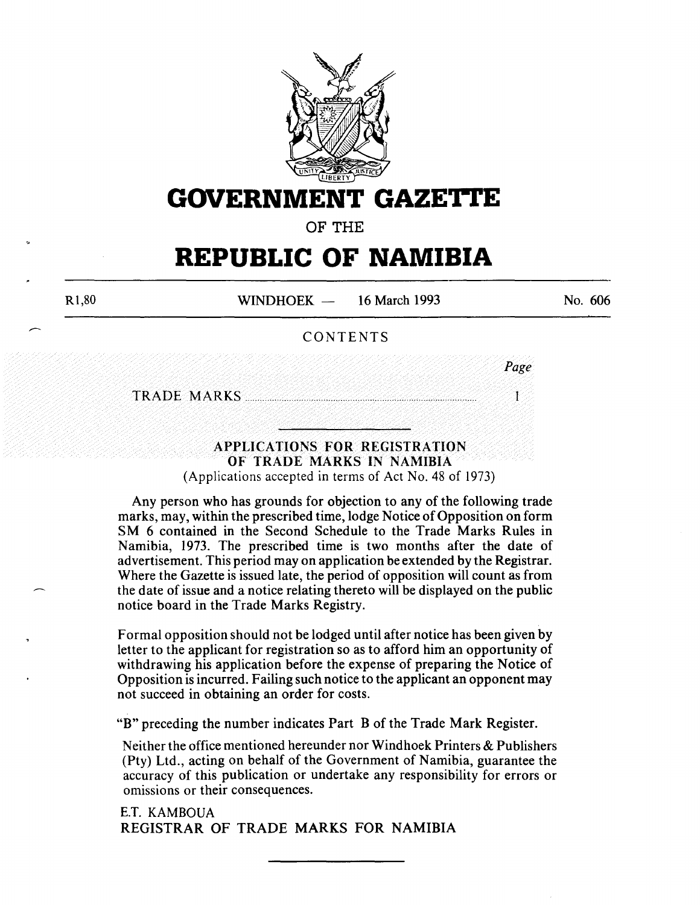# GOVERNMENT GAZETTE

OF THE

# REPUBLIC OF NAMIBIA

R1,80 WINDHOEK — 16 March 1993 No. 606

## CONTENTS

| | *Page* |
|---|---|
| TRADE MARKS | 1 |

---

### APPLICATIONS FOR REGISTRATION OF TRADE MARKS IN NAMIBIA

(Applications accepted in terms of Act No. 48 of 1973)

Any person who has grounds for objection to any of the following trade marks, may, within the prescribed time, lodge Notice of Opposition on form SM 6 contained in the Second Schedule to the Trade Marks Rules in Namibia, 1973. The prescribed time is two months after the date of advertisement. This period may on application be extended by the Registrar. Where the Gazette is issued late, the period of opposition will count as from the date of issue and a notice relating thereto will be displayed on the public notice board in the Trade Marks Registry.

Formal opposition should not be lodged until after notice has been given by letter to the applicant for registration so as to afford him an opportunity of withdrawing his application before the expense of preparing the Notice of Opposition is incurred. Failing such notice to the applicant an opponent may not succeed in obtaining an order for costs.

"B" preceding the number indicates Part B of the Trade Mark Register.

Neither the office mentioned hereunder nor Windhoek Printers & Publishers (Pty) Ltd., acting on behalf of the Government of Namibia, guarantee the accuracy of this publication or undertake any responsibility for errors or omissions or their consequences.

E.T. KAMBOUA
REGISTRAR OF TRADE MARKS FOR NAMIBIA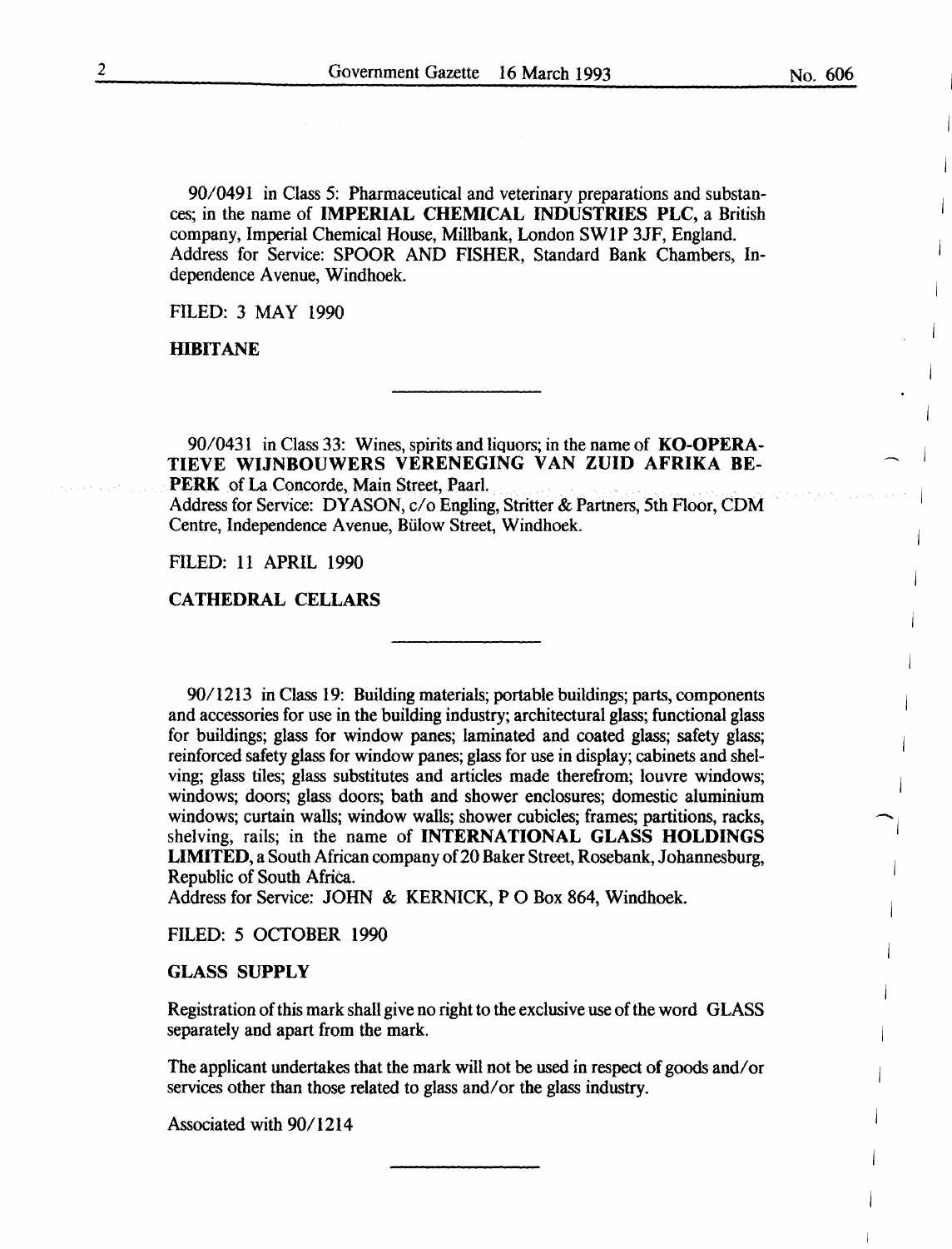90/0491 in Class 5: Pharmaceutical and veterinary preparations and substances; in the name of **IMPERIAL CHEMICAL INDUSTRIES PLC**, a British company, Imperial Chemical House, Millbank, London SW1P 3JF, England.
Address for Service: SPOOR AND FISHER, Standard Bank Chambers, Independence Avenue, Windhoek.

FILED: 3 MAY 1990

**HIBITANE**

---

90/0431 in Class 33: Wines, spirits and liquors; in the name of **KO-OPERATIEVE WIJNBOUWERS VERENEGING VAN ZUID AFRIKA BEPERK** of La Concorde, Main Street, Paarl.
Address for Service: DYASON, c/o Engling, Stritter & Partners, 5th Floor, CDM Centre, Independence Avenue, Bülow Street, Windhoek.

FILED: 11 APRIL 1990

**CATHEDRAL CELLARS**

---

90/1213 in Class 19: Building materials; portable buildings; parts, components and accessories for use in the building industry; architectural glass; functional glass for buildings; glass for window panes; laminated and coated glass; safety glass; reinforced safety glass for window panes; glass for use in display; cabinets and shelving; glass tiles; glass substitutes and articles made therefrom; louvre windows; windows; doors; glass doors; bath and shower enclosures; domestic aluminium windows; curtain walls; window walls; shower cubicles; frames; partitions, racks, shelving, rails; in the name of **INTERNATIONAL GLASS HOLDINGS LIMITED**, a South African company of 20 Baker Street, Rosebank, Johannesburg, Republic of South Africa.
Address for Service: JOHN & KERNICK, P O Box 864, Windhoek.

FILED: 5 OCTOBER 1990

**GLASS SUPPLY**

Registration of this mark shall give no right to the exclusive use of the word GLASS separately and apart from the mark.

The applicant undertakes that the mark will not be used in respect of goods and/or services other than those related to glass and/or the glass industry.

Associated with 90/1214

---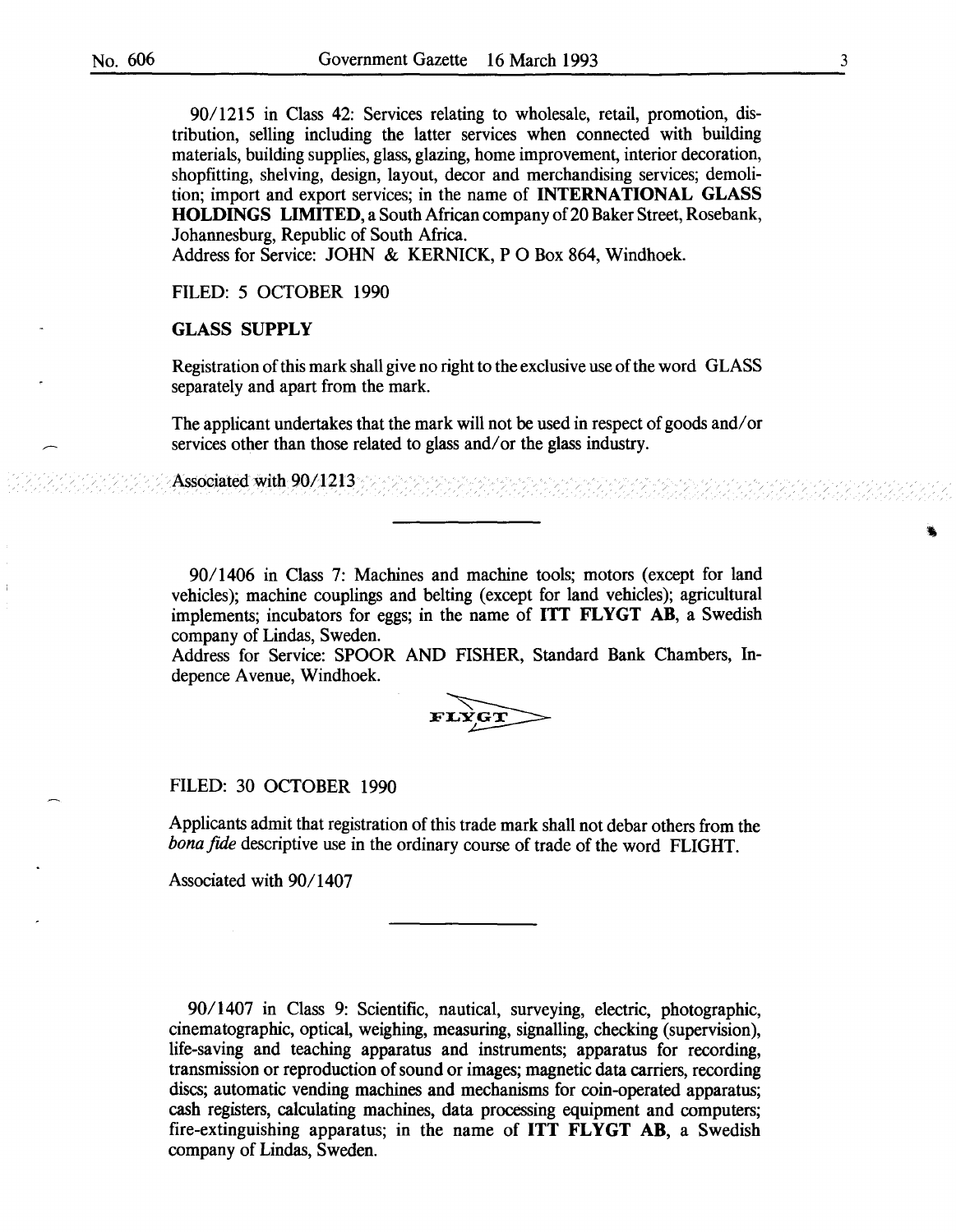90/1215 in Class 42: Services relating to wholesale, retail, promotion, distribution, selling including the latter services when connected with building materials, building supplies, glass, glazing, home improvement, interior decoration, shopfitting, shelving, design, layout, decor and merchandising services; demolition; import and export services; in the name of **INTERNATIONAL GLASS HOLDINGS LIMITED**, a South African company of 20 Baker Street, Rosebank, Johannesburg, Republic of South Africa.
Address for Service: JOHN & KERNICK, P O Box 864, Windhoek.

FILED: 5 OCTOBER 1990

**GLASS SUPPLY**

Registration of this mark shall give no right to the exclusive use of the word GLASS separately and apart from the mark.

The applicant undertakes that the mark will not be used in respect of goods and/or services other than those related to glass and/or the glass industry.

Associated with 90/1213

---

90/1406 in Class 7: Machines and machine tools; motors (except for land vehicles); machine couplings and belting (except for land vehicles); agricultural implements; incubators for eggs; in the name of **ITT FLYGT AB**, a Swedish company of Lindas, Sweden.
Address for Service: SPOOR AND FISHER, Standard Bank Chambers, Indepence Avenue, Windhoek.

FLYGT

FILED: 30 OCTOBER 1990

Applicants admit that registration of this trade mark shall not debar others from the *bona fide* descriptive use in the ordinary course of trade of the word FLIGHT.

Associated with 90/1407

---

90/1407 in Class 9: Scientific, nautical, surveying, electric, photographic, cinematographic, optical, weighing, measuring, signalling, checking (supervision), life-saving and teaching apparatus and instruments; apparatus for recording, transmission or reproduction of sound or images; magnetic data carriers, recording discs; automatic vending machines and mechanisms for coin-operated apparatus; cash registers, calculating machines, data processing equipment and computers; fire-extinguishing apparatus; in the name of **ITT FLYGT AB**, a Swedish company of Lindas, Sweden.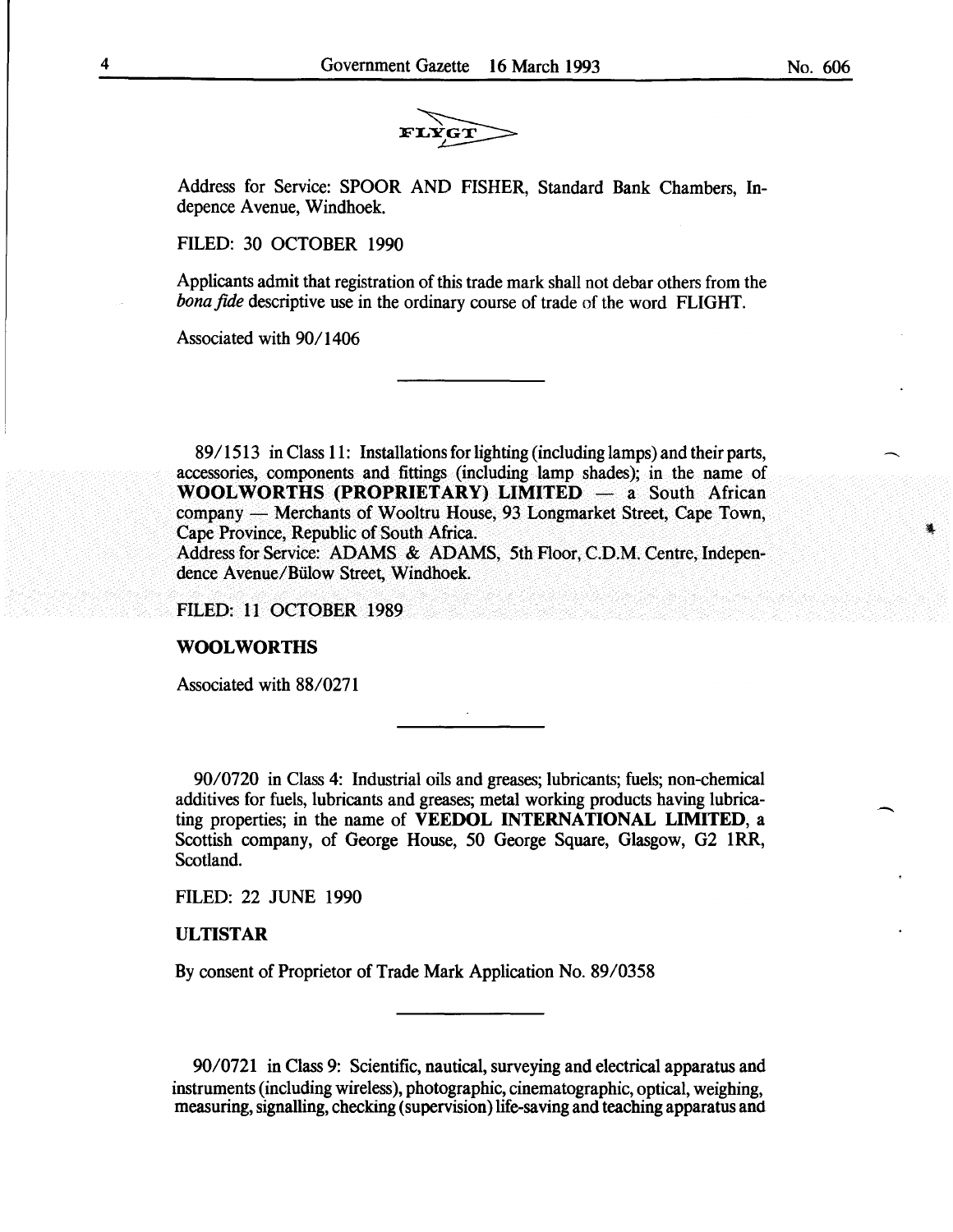FLYGT

Address for Service: SPOOR AND FISHER, Standard Bank Chambers, Indepence Avenue, Windhoek.

FILED: 30 OCTOBER 1990

Applicants admit that registration of this trade mark shall not debar others from the *bona fide* descriptive use in the ordinary course of trade of the word FLIGHT.

Associated with 90/1406

---

89/1513 in Class 11: Installations for lighting (including lamps) and their parts, accessories, components and fittings (including lamp shades); in the name of **WOOLWORTHS (PROPRIETARY) LIMITED** — a South African company — Merchants of Wooltru House, 93 Longmarket Street, Cape Town, Cape Province, Republic of South Africa.
Address for Service: ADAMS & ADAMS, 5th Floor, C.D.M. Centre, Independence Avenue/Bülow Street, Windhoek.

FILED: 11 OCTOBER 1989

**WOOLWORTHS**

Associated with 88/0271

---

90/0720 in Class 4: Industrial oils and greases; lubricants; fuels; non-chemical additives for fuels, lubricants and greases; metal working products having lubricating properties; in the name of **VEEDOL INTERNATIONAL LIMITED**, a Scottish company, of George House, 50 George Square, Glasgow, G2 1RR, Scotland.

FILED: 22 JUNE 1990

**ULTISTAR**

By consent of Proprietor of Trade Mark Application No. 89/0358

---

90/0721 in Class 9: Scientific, nautical, surveying and electrical apparatus and instruments (including wireless), photographic, cinematographic, optical, weighing, measuring, signalling, checking (supervision) life-saving and teaching apparatus and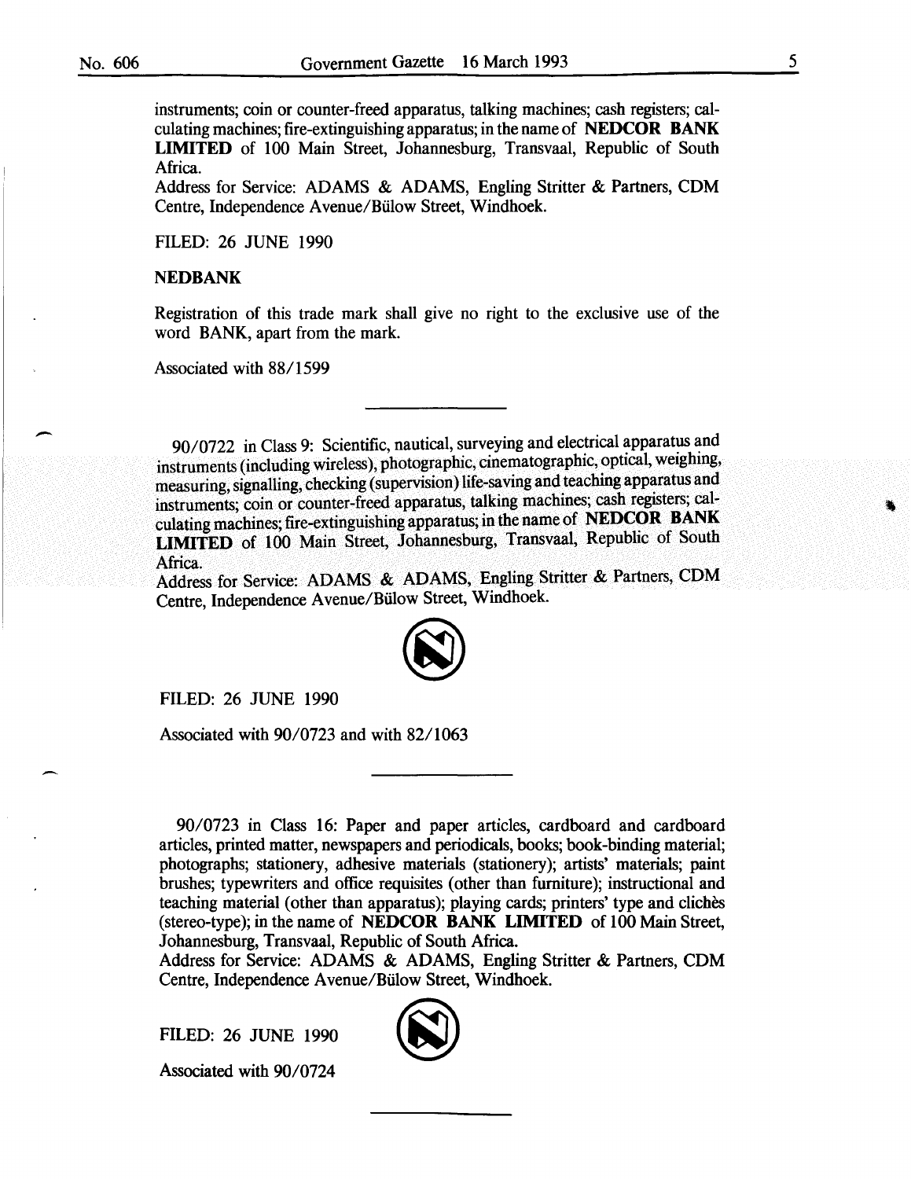instruments; coin or counter-freed apparatus, talking machines; cash registers; calculating machines; fire-extinguishing apparatus; in the name of **NEDCOR BANK LIMITED** of 100 Main Street, Johannesburg, Transvaal, Republic of South Africa.

Address for Service: ADAMS & ADAMS, Engling Stritter & Partners, CDM Centre, Independence Avenue/Bülow Street, Windhoek.

FILED: 26 JUNE 1990

**NEDBANK**

Registration of this trade mark shall give no right to the exclusive use of the word BANK, apart from the mark.

Associated with 88/1599

---

90/0722 in Class 9: Scientific, nautical, surveying and electrical apparatus and instruments (including wireless), photographic, cinematographic, optical, weighing, measuring, signalling, checking (supervision) life-saving and teaching apparatus and instruments; coin or counter-freed apparatus, talking machines; cash registers; calculating machines; fire-extinguishing apparatus; in the name of **NEDCOR BANK LIMITED** of 100 Main Street, Johannesburg, Transvaal, Republic of South Africa.

Address for Service: ADAMS & ADAMS, Engling Stritter & Partners, CDM Centre, Independence Avenue/Bülow Street, Windhoek.

FILED: 26 JUNE 1990

Associated with 90/0723 and with 82/1063

---

90/0723 in Class 16: Paper and paper articles, cardboard and cardboard articles, printed matter, newspapers and periodicals, books; book-binding material; photographs; stationery, adhesive materials (stationery); artists' materials; paint brushes; typewriters and office requisites (other than furniture); instructional and teaching material (other than apparatus); playing cards; printers' type and clichès (stereo-type); in the name of **NEDCOR BANK LIMITED** of 100 Main Street, Johannesburg, Transvaal, Republic of South Africa.

Address for Service: ADAMS & ADAMS, Engling Stritter & Partners, CDM Centre, Independence Avenue/Bülow Street, Windhoek.

FILED: 26 JUNE 1990

Associated with 90/0724

---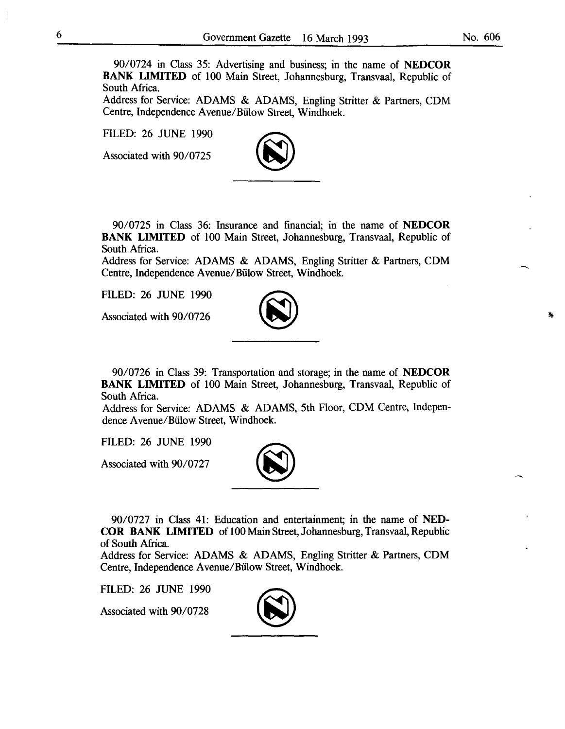90/0724 in Class 35: Advertising and business; in the name of **NEDCOR BANK LIMITED** of 100 Main Street, Johannesburg, Transvaal, Republic of South Africa.
Address for Service: ADAMS & ADAMS, Engling Stritter & Partners, CDM Centre, Independence Avenue/Bülow Street, Windhoek.

FILED: 26 JUNE 1990

Associated with 90/0725

---

90/0725 in Class 36: Insurance and financial; in the name of **NEDCOR BANK LIMITED** of 100 Main Street, Johannesburg, Transvaal, Republic of South Africa.
Address for Service: ADAMS & ADAMS, Engling Stritter & Partners, CDM Centre, Independence Avenue/Bülow Street, Windhoek.

FILED: 26 JUNE 1990

Associated with 90/0726

---

90/0726 in Class 39: Transportation and storage; in the name of **NEDCOR BANK LIMITED** of 100 Main Street, Johannesburg, Transvaal, Republic of South Africa.
Address for Service: ADAMS & ADAMS, 5th Floor, CDM Centre, Independence Avenue/Bülow Street, Windhoek.

FILED: 26 JUNE 1990

Associated with 90/0727

---

90/0727 in Class 41: Education and entertainment; in the name of **NEDCOR BANK LIMITED** of 100 Main Street, Johannesburg, Transvaal, Republic of South Africa.
Address for Service: ADAMS & ADAMS, Engling Stritter & Partners, CDM Centre, Independence Avenue/Bülow Street, Windhoek.

FILED: 26 JUNE 1990

Associated with 90/0728

---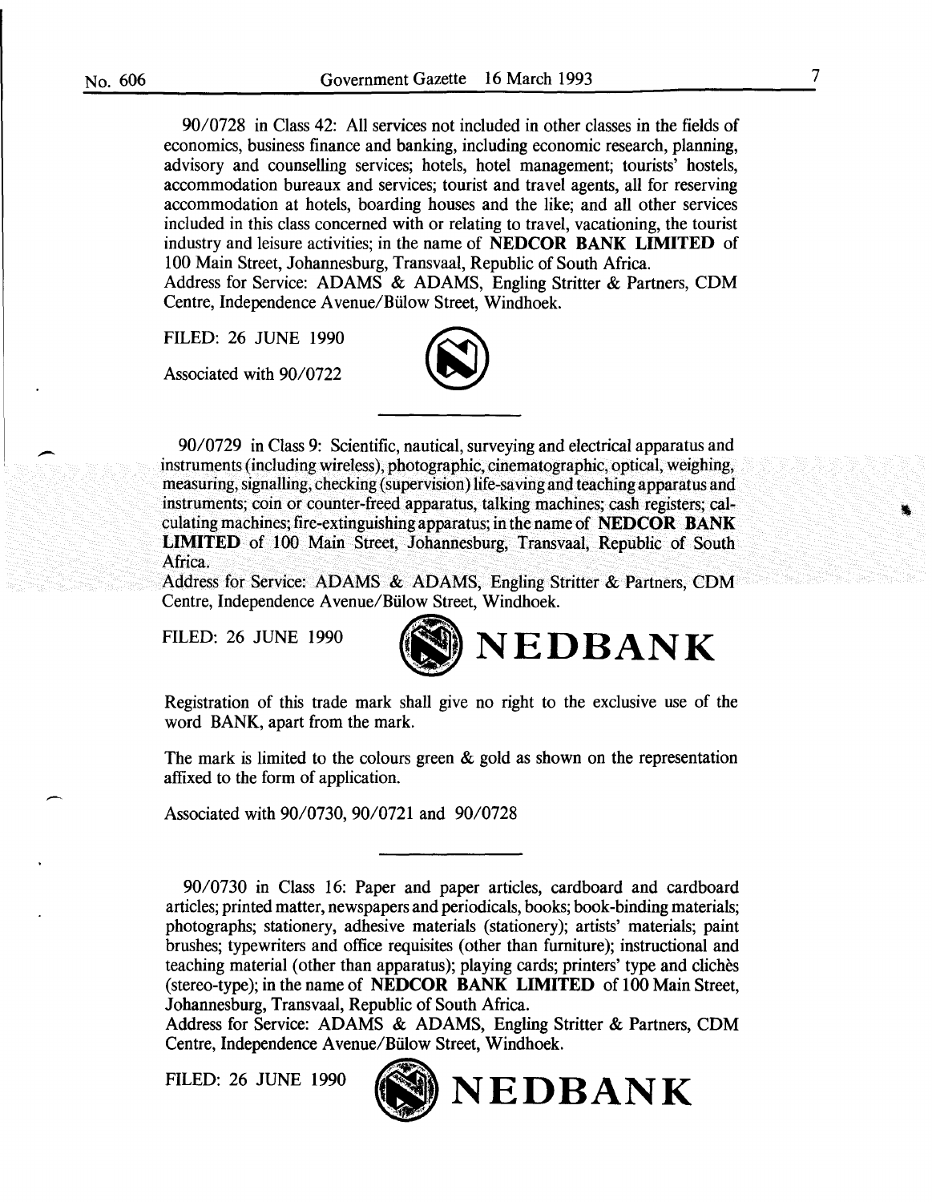90/0728 in Class 42: All services not included in other classes in the fields of economics, business finance and banking, including economic research, planning, advisory and counselling services; hotels, hotel management; tourists' hostels, accommodation bureaux and services; tourist and travel agents, all for reserving accommodation at hotels, boarding houses and the like; and all other services included in this class concerned with or relating to travel, vacationing, the tourist industry and leisure activities; in the name of **NEDCOR BANK LIMITED** of 100 Main Street, Johannesburg, Transvaal, Republic of South Africa.
Address for Service: ADAMS & ADAMS, Engling Stritter & Partners, CDM Centre, Independence Avenue/Bülow Street, Windhoek.

FILED: 26 JUNE 1990

Associated with 90/0722

---

90/0729 in Class 9: Scientific, nautical, surveying and electrical apparatus and instruments (including wireless), photographic, cinematographic, optical, weighing, measuring, signalling, checking (supervision) life-saving and teaching apparatus and instruments; coin or counter-freed apparatus, talking machines; cash registers; calculating machines; fire-extinguishing apparatus; in the name of **NEDCOR BANK LIMITED** of 100 Main Street, Johannesburg, Transvaal, Republic of South Africa.
Address for Service: ADAMS & ADAMS, Engling Stritter & Partners, CDM Centre, Independence Avenue/Bülow Street, Windhoek.

FILED: 26 JUNE 1990

**NEDBANK**

Registration of this trade mark shall give no right to the exclusive use of the word BANK, apart from the mark.

The mark is limited to the colours green & gold as shown on the representation affixed to the form of application.

Associated with 90/0730, 90/0721 and 90/0728

---

90/0730 in Class 16: Paper and paper articles, cardboard and cardboard articles; printed matter, newspapers and periodicals, books; book-binding materials; photographs; stationery, adhesive materials (stationery); artists' materials; paint brushes; typewriters and office requisites (other than furniture); instructional and teaching material (other than apparatus); playing cards; printers' type and clichès (stereo-type); in the name of **NEDCOR BANK LIMITED** of 100 Main Street, Johannesburg, Transvaal, Republic of South Africa.
Address for Service: ADAMS & ADAMS, Engling Stritter & Partners, CDM Centre, Independence Avenue/Bülow Street, Windhoek.

FILED: 26 JUNE 1990

**NEDBANK**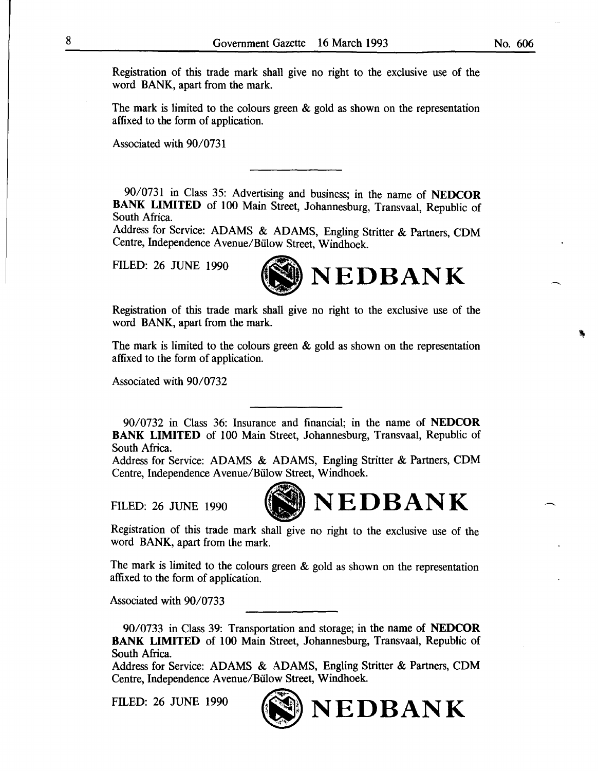Registration of this trade mark shall give no right to the exclusive use of the word BANK, apart from the mark.

The mark is limited to the colours green & gold as shown on the representation affixed to the form of application.

Associated with 90/0731

---

90/0731 in Class 35: Advertising and business; in the name of **NEDCOR BANK LIMITED** of 100 Main Street, Johannesburg, Transvaal, Republic of South Africa.
Address for Service: ADAMS & ADAMS, Engling Stritter & Partners, CDM Centre, Independence Avenue/Bülow Street, Windhoek.

FILED: 26 JUNE 1990

**NEDBANK**

Registration of this trade mark shall give no right to the exclusive use of the word BANK, apart from the mark.

The mark is limited to the colours green & gold as shown on the representation affixed to the form of application.

Associated with 90/0732

---

90/0732 in Class 36: Insurance and financial; in the name of **NEDCOR BANK LIMITED** of 100 Main Street, Johannesburg, Transvaal, Republic of South Africa.
Address for Service: ADAMS & ADAMS, Engling Stritter & Partners, CDM Centre, Independence Avenue/Bülow Street, Windhoek.

FILED: 26 JUNE 1990

**NEDBANK**

Registration of this trade mark shall give no right to the exclusive use of the word BANK, apart from the mark.

The mark is limited to the colours green & gold as shown on the representation affixed to the form of application.

Associated with 90/0733

---

90/0733 in Class 39: Transportation and storage; in the name of **NEDCOR BANK LIMITED** of 100 Main Street, Johannesburg, Transvaal, Republic of South Africa.
Address for Service: ADAMS & ADAMS, Engling Stritter & Partners, CDM Centre, Independence Avenue/Bülow Street, Windhoek.

FILED: 26 JUNE 1990

**NEDBANK**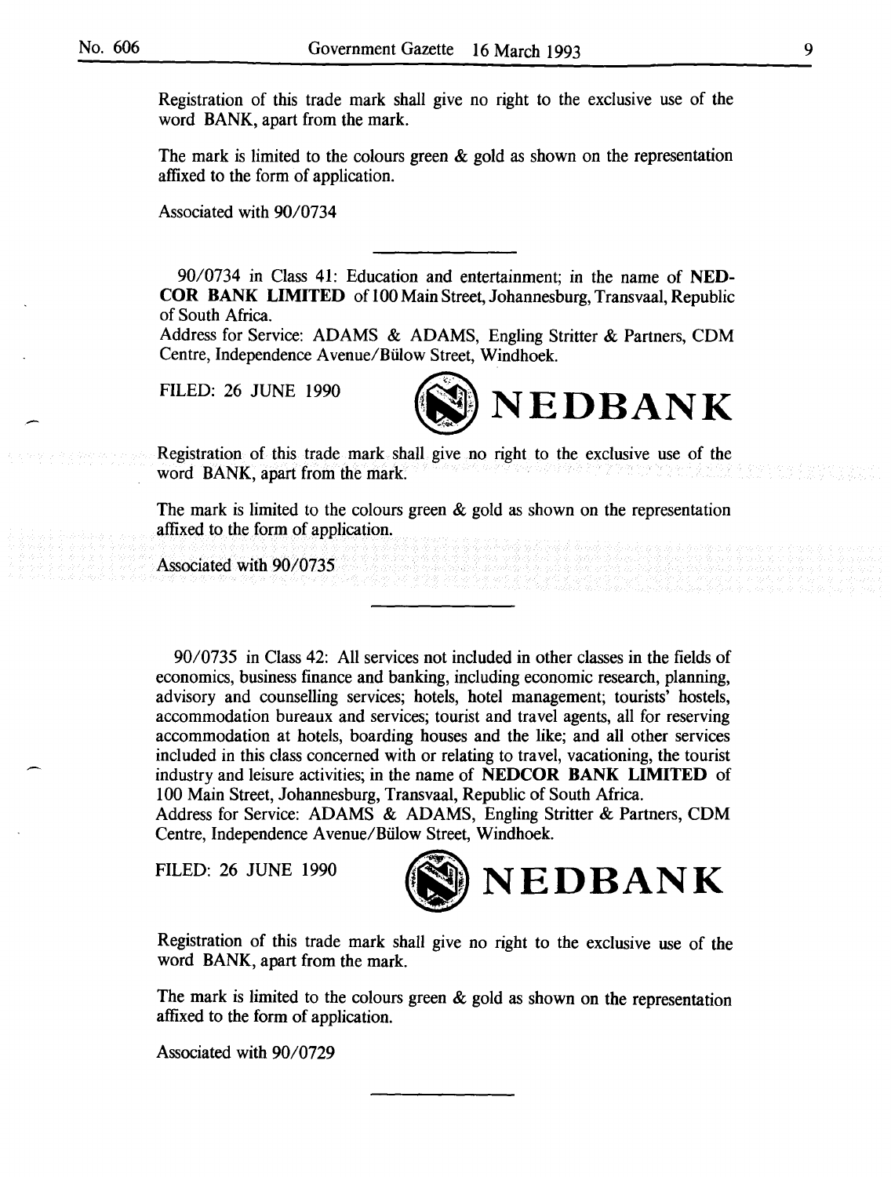Registration of this trade mark shall give no right to the exclusive use of the word BANK, apart from the mark.

The mark is limited to the colours green & gold as shown on the representation affixed to the form of application.

Associated with 90/0734

---

90/0734 in Class 41: Education and entertainment; in the name of **NEDCOR BANK LIMITED** of 100 Main Street, Johannesburg, Transvaal, Republic of South Africa.
Address for Service: ADAMS & ADAMS, Engling Stritter & Partners, CDM Centre, Independence Avenue/Bülow Street, Windhoek.

FILED: 26 JUNE 1990

**NEDBANK**

Registration of this trade mark shall give no right to the exclusive use of the word BANK, apart from the mark.

The mark is limited to the colours green & gold as shown on the representation affixed to the form of application.

Associated with 90/0735

---

90/0735 in Class 42: All services not included in other classes in the fields of economics, business finance and banking, including economic research, planning, advisory and counselling services; hotels, hotel management; tourists' hostels, accommodation bureaux and services; tourist and travel agents, all for reserving accommodation at hotels, boarding houses and the like; and all other services included in this class concerned with or relating to travel, vacationing, the tourist industry and leisure activities; in the name of **NEDCOR BANK LIMITED** of 100 Main Street, Johannesburg, Transvaal, Republic of South Africa.
Address for Service: ADAMS & ADAMS, Engling Stritter & Partners, CDM Centre, Independence Avenue/Bülow Street, Windhoek.

FILED: 26 JUNE 1990

**NEDBANK**

Registration of this trade mark shall give no right to the exclusive use of the word BANK, apart from the mark.

The mark is limited to the colours green & gold as shown on the representation affixed to the form of application.

Associated with 90/0729

---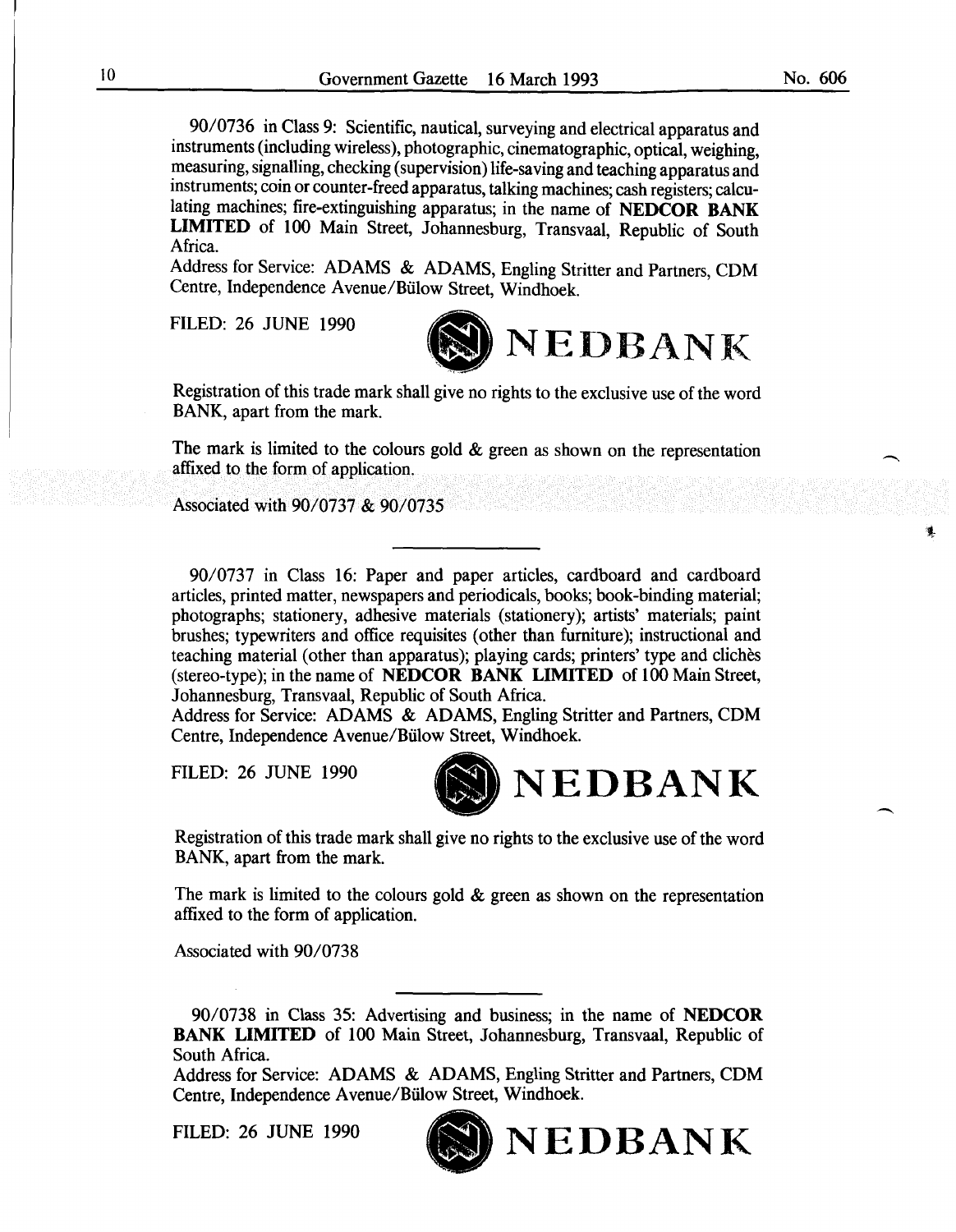90/0736 in Class 9: Scientific, nautical, surveying and electrical apparatus and instruments (including wireless), photographic, cinematographic, optical, weighing, measuring, signalling, checking (supervision) life-saving and teaching apparatus and instruments; coin or counter-freed apparatus, talking machines; cash registers; calculating machines; fire-extinguishing apparatus; in the name of **NEDCOR BANK LIMITED** of 100 Main Street, Johannesburg, Transvaal, Republic of South Africa.
Address for Service: ADAMS & ADAMS, Engling Stritter and Partners, CDM Centre, Independence Avenue/Bülow Street, Windhoek.

FILED: 26 JUNE 1990

**NEDBANK**

Registration of this trade mark shall give no rights to the exclusive use of the word BANK, apart from the mark.

The mark is limited to the colours gold & green as shown on the representation affixed to the form of application.

Associated with 90/0737 & 90/0735

---

90/0737 in Class 16: Paper and paper articles, cardboard and cardboard articles, printed matter, newspapers and periodicals, books; book-binding material; photographs; stationery, adhesive materials (stationery); artists' materials; paint brushes; typewriters and office requisites (other than furniture); instructional and teaching material (other than apparatus); playing cards; printers' type and clichès (stereo-type); in the name of **NEDCOR BANK LIMITED** of 100 Main Street, Johannesburg, Transvaal, Republic of South Africa.
Address for Service: ADAMS & ADAMS, Engling Stritter and Partners, CDM Centre, Independence Avenue/Bülow Street, Windhoek.

FILED: 26 JUNE 1990

**NEDBANK**

Registration of this trade mark shall give no rights to the exclusive use of the word BANK, apart from the mark.

The mark is limited to the colours gold & green as shown on the representation affixed to the form of application.

Associated with 90/0738

---

90/0738 in Class 35: Advertising and business; in the name of **NEDCOR BANK LIMITED** of 100 Main Street, Johannesburg, Transvaal, Republic of South Africa.
Address for Service: ADAMS & ADAMS, Engling Stritter and Partners, CDM Centre, Independence Avenue/Bülow Street, Windhoek.

FILED: 26 JUNE 1990

**NEDBANK**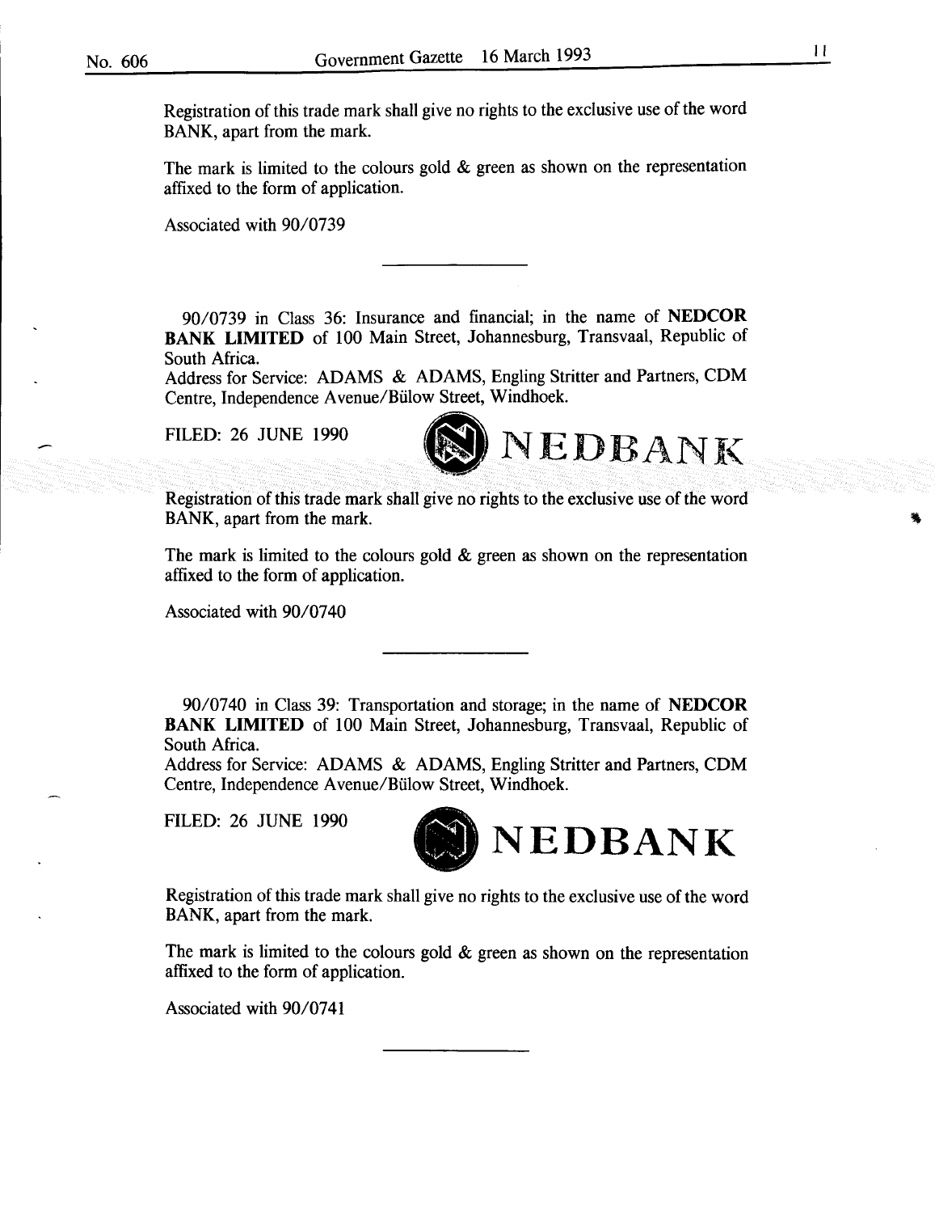Registration of this trade mark shall give no rights to the exclusive use of the word BANK, apart from the mark.

The mark is limited to the colours gold & green as shown on the representation affixed to the form of application.

Associated with 90/0739

---

90/0739 in Class 36: Insurance and financial; in the name of **NEDCOR BANK LIMITED** of 100 Main Street, Johannesburg, Transvaal, Republic of South Africa.
Address for Service: ADAMS & ADAMS, Engling Stritter and Partners, CDM Centre, Independence Avenue/Bülow Street, Windhoek.

FILED: 26 JUNE 1990

NEDBANK

Registration of this trade mark shall give no rights to the exclusive use of the word BANK, apart from the mark.

The mark is limited to the colours gold & green as shown on the representation affixed to the form of application.

Associated with 90/0740

---

90/0740 in Class 39: Transportation and storage; in the name of **NEDCOR BANK LIMITED** of 100 Main Street, Johannesburg, Transvaal, Republic of South Africa.
Address for Service: ADAMS & ADAMS, Engling Stritter and Partners, CDM Centre, Independence Avenue/Bülow Street, Windhoek.

FILED: 26 JUNE 1990

NEDBANK

Registration of this trade mark shall give no rights to the exclusive use of the word BANK, apart from the mark.

The mark is limited to the colours gold & green as shown on the representation affixed to the form of application.

Associated with 90/0741

---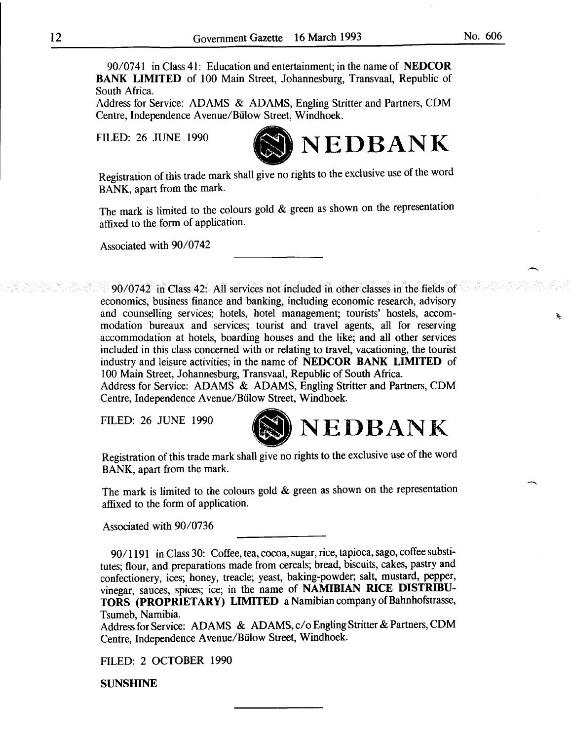90/0741 in Class 41: Education and entertainment; in the name of **NEDCOR BANK LIMITED** of 100 Main Street, Johannesburg, Transvaal, Republic of South Africa.
Address for Service: ADAMS & ADAMS, Engling Stritter and Partners, CDM Centre, Independence Avenue/Bülow Street, Windhoek.

FILED: 26 JUNE 1990

**NEDBANK**

Registration of this trade mark shall give no rights to the exclusive use of the word BANK, apart from the mark.

The mark is limited to the colours gold & green as shown on the representation affixed to the form of application.

Associated with 90/0742

---

90/0742 in Class 42: All services not included in other classes in the fields of economics, business finance and banking, including economic research, advisory and counselling services; hotels, hotel management; tourists' hostels, accommodation bureaux and services; tourist and travel agents, all for reserving accommodation at hotels, boarding houses and the like; and all other services included in this class concerned with or relating to travel, vacationing, the tourist industry and leisure activities; in the name of **NEDCOR BANK LIMITED** of 100 Main Street, Johannesburg, Transvaal, Republic of South Africa.
Address for Service: ADAMS & ADAMS, Engling Stritter and Partners, CDM Centre, Independence Avenue/Bülow Street, Windhoek.

FILED: 26 JUNE 1990

**NEDBANK**

Registration of this trade mark shall give no rights to the exclusive use of the word BANK, apart from the mark.

The mark is limited to the colours gold & green as shown on the representation affixed to the form of application.

Associated with 90/0736

---

90/1191 in Class 30: Coffee, tea, cocoa, sugar, rice, tapioca, sago, coffee substitutes; flour, and preparations made from cereals; bread, biscuits, cakes, pastry and confectionery, ices; honey, treacle; yeast, baking-powder; salt, mustard, pepper, vinegar, sauces, spices; ice; in the name of **NAMIBIAN RICE DISTRIBUTORS (PROPRIETARY) LIMITED** a Namibian company of Bahnhofstrasse, Tsumeb, Namibia.
Address for Service: ADAMS & ADAMS, c/o Engling Stritter & Partners, CDM Centre, Independence Avenue/Bülow Street, Windhoek.

FILED: 2 OCTOBER 1990

**SUNSHINE**

---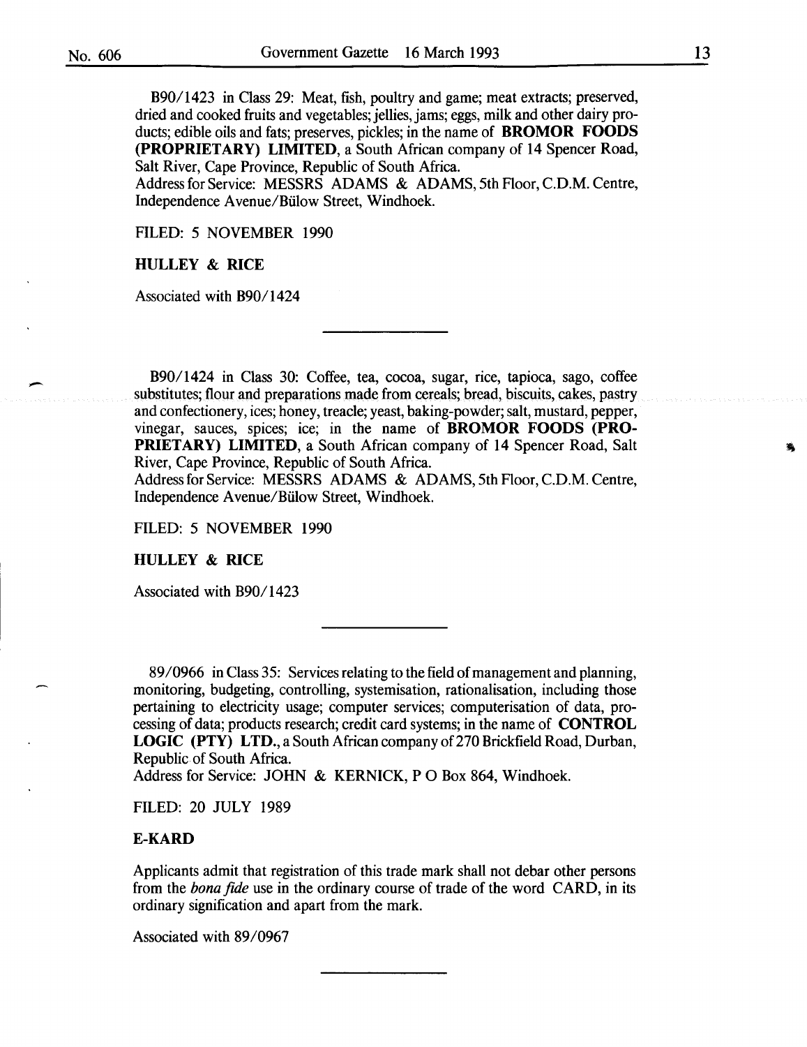B90/1423 in Class 29: Meat, fish, poultry and game; meat extracts; preserved, dried and cooked fruits and vegetables; jellies, jams; eggs, milk and other dairy products; edible oils and fats; preserves, pickles; in the name of **BROMOR FOODS (PROPRIETARY) LIMITED**, a South African company of 14 Spencer Road, Salt River, Cape Province, Republic of South Africa.
Address for Service: MESSRS ADAMS & ADAMS, 5th Floor, C.D.M. Centre, Independence Avenue/Bülow Street, Windhoek.

FILED: 5 NOVEMBER 1990

**HULLEY & RICE**

Associated with B90/1424

---

B90/1424 in Class 30: Coffee, tea, cocoa, sugar, rice, tapioca, sago, coffee substitutes; flour and preparations made from cereals; bread, biscuits, cakes, pastry and confectionery, ices; honey, treacle; yeast, baking-powder; salt, mustard, pepper, vinegar, sauces, spices; ice; in the name of **BROMOR FOODS (PROPRIETARY) LIMITED**, a South African company of 14 Spencer Road, Salt River, Cape Province, Republic of South Africa.
Address for Service: MESSRS ADAMS & ADAMS, 5th Floor, C.D.M. Centre, Independence Avenue/Bülow Street, Windhoek.

FILED: 5 NOVEMBER 1990

**HULLEY & RICE**

Associated with B90/1423

---

89/0966 in Class 35: Services relating to the field of management and planning, monitoring, budgeting, controlling, systemisation, rationalisation, including those pertaining to electricity usage; computer services; computerisation of data, processing of data; products research; credit card systems; in the name of **CONTROL LOGIC (PTY) LTD.**, a South African company of 270 Brickfield Road, Durban, Republic of South Africa.
Address for Service: JOHN & KERNICK, P O Box 864, Windhoek.

FILED: 20 JULY 1989

**E-KARD**

Applicants admit that registration of this trade mark shall not debar other persons from the *bona fide* use in the ordinary course of trade of the word CARD, in its ordinary signification and apart from the mark.

Associated with 89/0967

---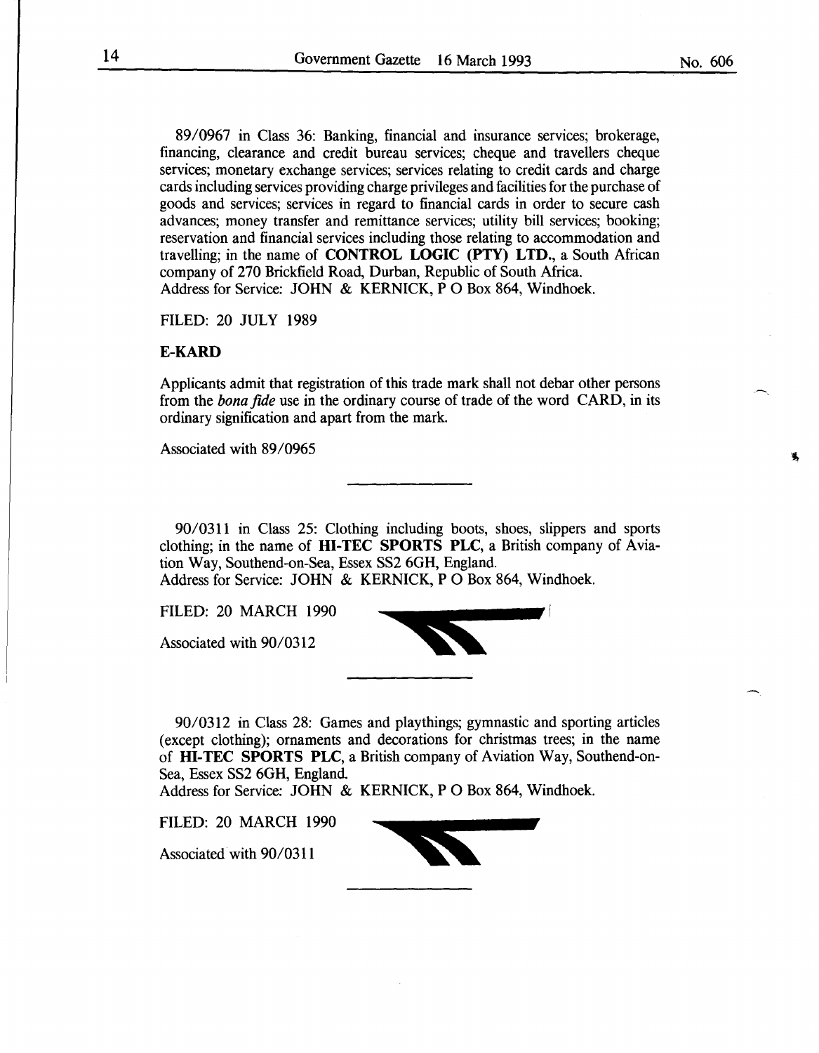89/0967 in Class 36: Banking, financial and insurance services; brokerage, financing, clearance and credit bureau services; cheque and travellers cheque services; monetary exchange services; services relating to credit cards and charge cards including services providing charge privileges and facilities for the purchase of goods and services; services in regard to financial cards in order to secure cash advances; money transfer and remittance services; utility bill services; booking; reservation and financial services including those relating to accommodation and travelling; in the name of **CONTROL LOGIC (PTY) LTD.**, a South African company of 270 Brickfield Road, Durban, Republic of South Africa.
Address for Service: JOHN & KERNICK, P O Box 864, Windhoek.

FILED: 20 JULY 1989

**E-KARD**

Applicants admit that registration of this trade mark shall not debar other persons from the *bona fide* use in the ordinary course of trade of the word CARD, in its ordinary signification and apart from the mark.

Associated with 89/0965

---

90/0311 in Class 25: Clothing including boots, shoes, slippers and sports clothing; in the name of **HI-TEC SPORTS PLC**, a British company of Aviation Way, Southend-on-Sea, Essex SS2 6GH, England.
Address for Service: JOHN & KERNICK, P O Box 864, Windhoek.

FILED: 20 MARCH 1990

Associated with 90/0312

---

90/0312 in Class 28: Games and playthings; gymnastic and sporting articles (except clothing); ornaments and decorations for christmas trees; in the name of **HI-TEC SPORTS PLC**, a British company of Aviation Way, Southend-on-Sea, Essex SS2 6GH, England.
Address for Service: JOHN & KERNICK, P O Box 864, Windhoek.

FILED: 20 MARCH 1990

Associated with 90/0311

---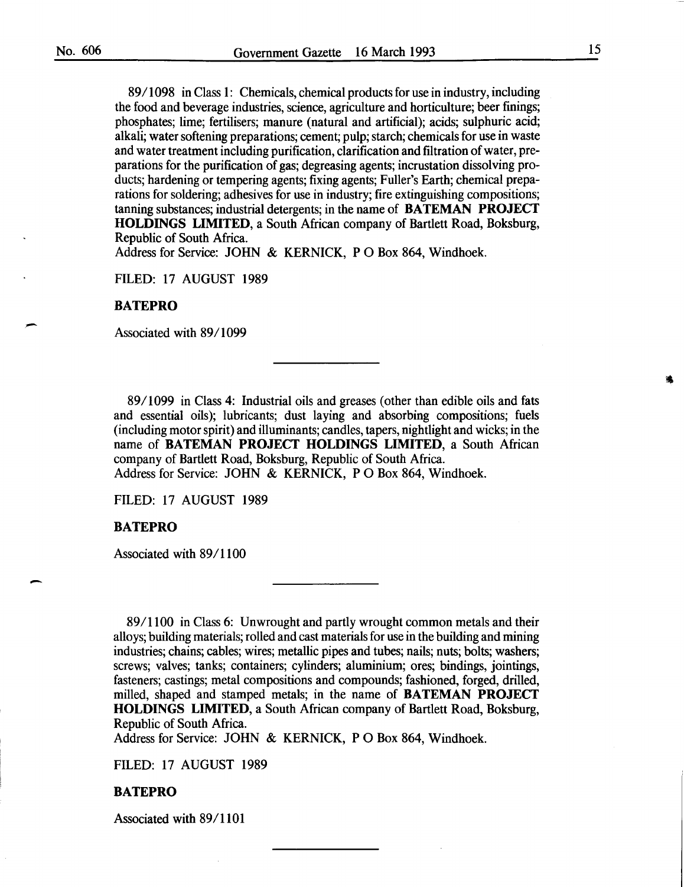89/1098 in Class 1: Chemicals, chemical products for use in industry, including the food and beverage industries, science, agriculture and horticulture; beer finings; phosphates; lime; fertilisers; manure (natural and artificial); acids; sulphuric acid; alkali; water softening preparations; cement; pulp; starch; chemicals for use in waste and water treatment including purification, clarification and filtration of water, preparations for the purification of gas; degreasing agents; incrustation dissolving products; hardening or tempering agents; fixing agents; Fuller's Earth; chemical preparations for soldering; adhesives for use in industry; fire extinguishing compositions; tanning substances; industrial detergents; in the name of **BATEMAN PROJECT HOLDINGS LIMITED**, a South African company of Bartlett Road, Boksburg, Republic of South Africa.
Address for Service: JOHN & KERNICK, P O Box 864, Windhoek.

FILED: 17 AUGUST 1989

**BATEPRO**

Associated with 89/1099

---

89/1099 in Class 4: Industrial oils and greases (other than edible oils and fats and essential oils); lubricants; dust laying and absorbing compositions; fuels (including motor spirit) and illuminants; candles, tapers, nightlight and wicks; in the name of **BATEMAN PROJECT HOLDINGS LIMITED**, a South African company of Bartlett Road, Boksburg, Republic of South Africa.
Address for Service: JOHN & KERNICK, P O Box 864, Windhoek.

FILED: 17 AUGUST 1989

**BATEPRO**

Associated with 89/1100

---

89/1100 in Class 6: Unwrought and partly wrought common metals and their alloys; building materials; rolled and cast materials for use in the building and mining industries; chains; cables; wires; metallic pipes and tubes; nails; nuts; bolts; washers; screws; valves; tanks; containers; cylinders; aluminium; ores; bindings, jointings, fasteners; castings; metal compositions and compounds; fashioned, forged, drilled, milled, shaped and stamped metals; in the name of **BATEMAN PROJECT HOLDINGS LIMITED**, a South African company of Bartlett Road, Boksburg, Republic of South Africa.
Address for Service: JOHN & KERNICK, P O Box 864, Windhoek.

FILED: 17 AUGUST 1989

**BATEPRO**

Associated with 89/1101

---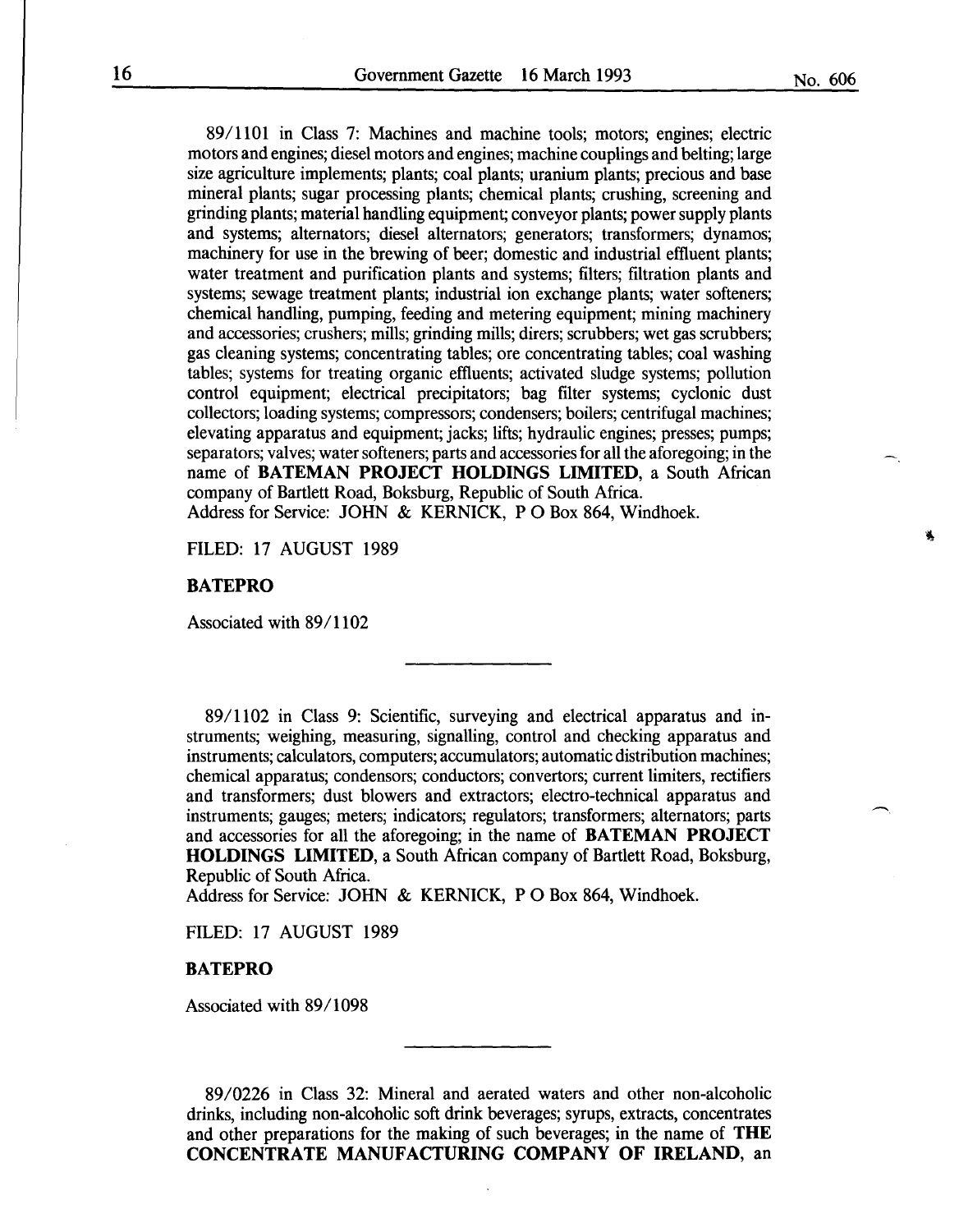89/1101 in Class 7: Machines and machine tools; motors; engines; electric motors and engines; diesel motors and engines; machine couplings and belting; large size agriculture implements; plants; coal plants; uranium plants; precious and base mineral plants; sugar processing plants; chemical plants; crushing, screening and grinding plants; material handling equipment; conveyor plants; power supply plants and systems; alternators; diesel alternators; generators; transformers; dynamos; machinery for use in the brewing of beer; domestic and industrial effluent plants; water treatment and purification plants and systems; filters; filtration plants and systems; sewage treatment plants; industrial ion exchange plants; water softeners; chemical handling, pumping, feeding and metering equipment; mining machinery and accessories; crushers; mills; grinding mills; dirers; scrubbers; wet gas scrubbers; gas cleaning systems; concentrating tables; ore concentrating tables; coal washing tables; systems for treating organic effluents; activated sludge systems; pollution control equipment; electrical precipitators; bag filter systems; cyclonic dust collectors; loading systems; compressors; condensers; boilers; centrifugal machines; elevating apparatus and equipment; jacks; lifts; hydraulic engines; presses; pumps; separators; valves; water softeners; parts and accessories for all the aforegoing; in the name of **BATEMAN PROJECT HOLDINGS LIMITED**, a South African company of Bartlett Road, Boksburg, Republic of South Africa.
Address for Service: JOHN & KERNICK, P O Box 864, Windhoek.

FILED: 17 AUGUST 1989

**BATEPRO**

Associated with 89/1102

---

89/1102 in Class 9: Scientific, surveying and electrical apparatus and instruments; weighing, measuring, signalling, control and checking apparatus and instruments; calculators, computers; accumulators; automatic distribution machines; chemical apparatus; condensors; conductors; convertors; current limiters, rectifiers and transformers; dust blowers and extractors; electro-technical apparatus and instruments; gauges; meters; indicators; regulators; transformers; alternators; parts and accessories for all the aforegoing; in the name of **BATEMAN PROJECT HOLDINGS LIMITED**, a South African company of Bartlett Road, Boksburg, Republic of South Africa.
Address for Service: JOHN & KERNICK, P O Box 864, Windhoek.

FILED: 17 AUGUST 1989

**BATEPRO**

Associated with 89/1098

---

89/0226 in Class 32: Mineral and aerated waters and other non-alcoholic drinks, including non-alcoholic soft drink beverages; syrups, extracts, concentrates and other preparations for the making of such beverages; in the name of **THE CONCENTRATE MANUFACTURING COMPANY OF IRELAND**, an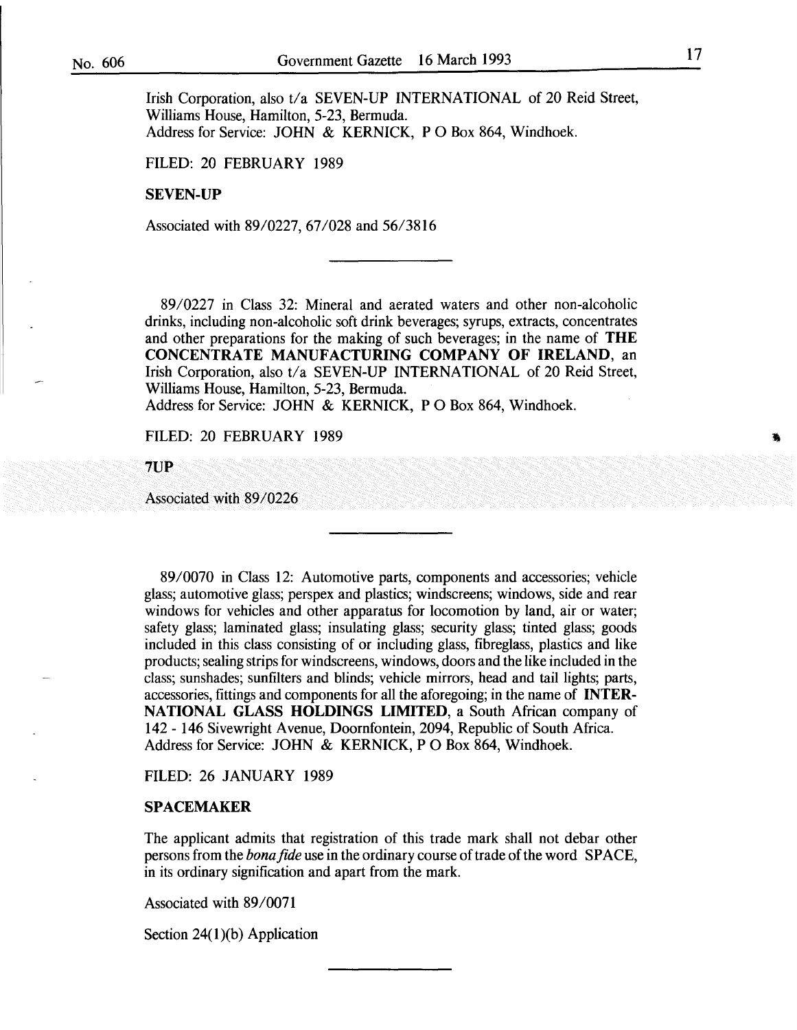Irish Corporation, also t/a SEVEN-UP INTERNATIONAL of 20 Reid Street, Williams House, Hamilton, 5-23, Bermuda.
Address for Service: JOHN & KERNICK, P O Box 864, Windhoek.

FILED: 20 FEBRUARY 1989

**SEVEN-UP**

Associated with 89/0227, 67/028 and 56/3816

---

89/0227 in Class 32: Mineral and aerated waters and other non-alcoholic drinks, including non-alcoholic soft drink beverages; syrups, extracts, concentrates and other preparations for the making of such beverages; in the name of **THE CONCENTRATE MANUFACTURING COMPANY OF IRELAND**, an Irish Corporation, also t/a SEVEN-UP INTERNATIONAL of 20 Reid Street, Williams House, Hamilton, 5-23, Bermuda.
Address for Service: JOHN & KERNICK, P O Box 864, Windhoek.

FILED: 20 FEBRUARY 1989

**7UP**

Associated with 89/0226

---

89/0070 in Class 12: Automotive parts, components and accessories; vehicle glass; automotive glass; perspex and plastics; windscreens; windows, side and rear windows for vehicles and other apparatus for locomotion by land, air or water; safety glass; laminated glass; insulating glass; security glass; tinted glass; goods included in this class consisting of or including glass, fibreglass, plastics and like products; sealing strips for windscreens, windows, doors and the like included in the class; sunshades; sunfilters and blinds; vehicle mirrors, head and tail lights; parts, accessories, fittings and components for all the aforegoing; in the name of **INTERNATIONAL GLASS HOLDINGS LIMITED**, a South African company of 142 - 146 Sivewright Avenue, Doornfontein, 2094, Republic of South Africa.
Address for Service: JOHN & KERNICK, P O Box 864, Windhoek.

FILED: 26 JANUARY 1989

**SPACEMAKER**

The applicant admits that registration of this trade mark shall not debar other persons from the *bona fide* use in the ordinary course of trade of the word SPACE, in its ordinary signification and apart from the mark.

Associated with 89/0071

Section 24(1)(b) Application

---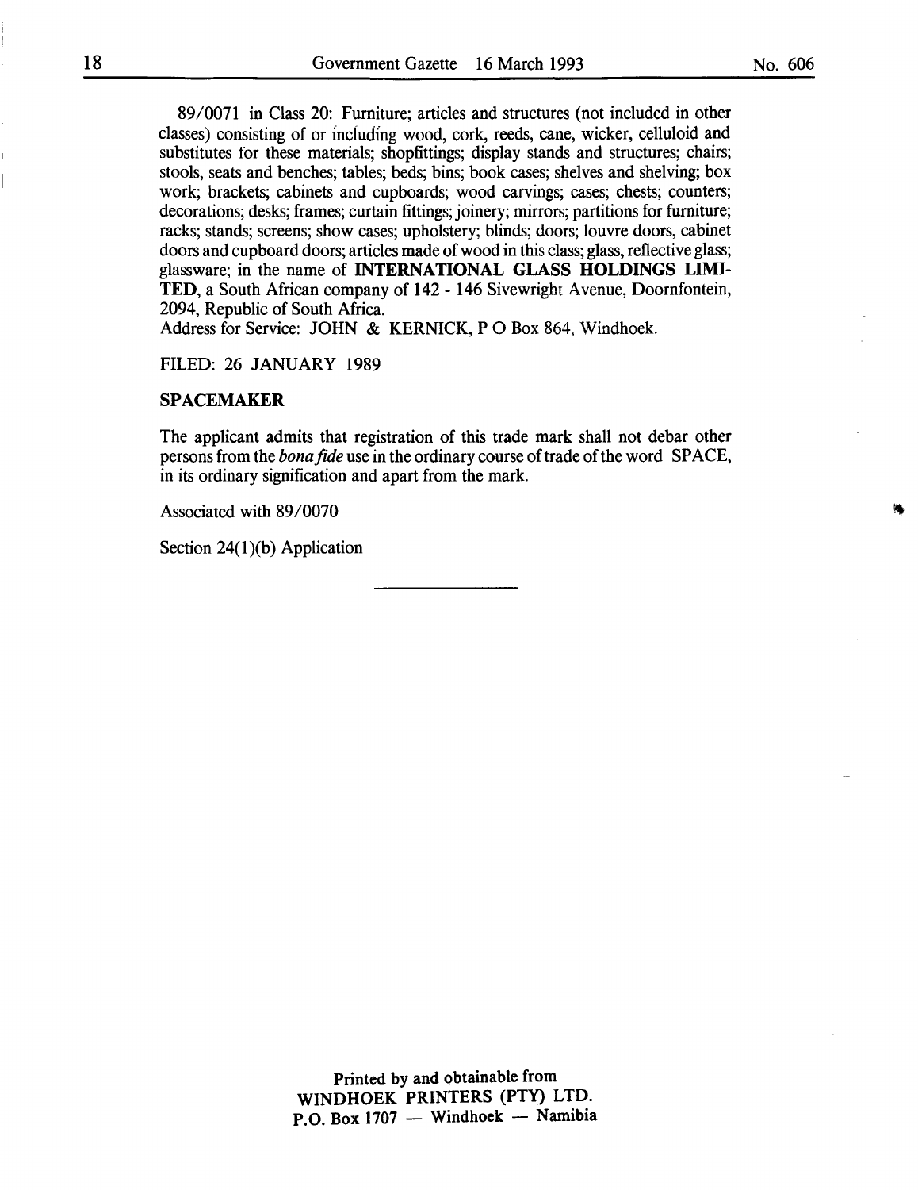89/0071 in Class 20: Furniture; articles and structures (not included in other classes) consisting of or including wood, cork, reeds, cane, wicker, celluloid and substitutes for these materials; shopfittings; display stands and structures; chairs; stools, seats and benches; tables; beds; bins; book cases; shelves and shelving; box work; brackets; cabinets and cupboards; wood carvings; cases; chests; counters; decorations; desks; frames; curtain fittings; joinery; mirrors; partitions for furniture; racks; stands; screens; show cases; upholstery; blinds; doors; louvre doors, cabinet doors and cupboard doors; articles made of wood in this class; glass, reflective glass; glassware; in the name of **INTERNATIONAL GLASS HOLDINGS LIMITED**, a South African company of 142 - 146 Sivewright Avenue, Doornfontein, 2094, Republic of South Africa.
Address for Service: JOHN & KERNICK, P O Box 864, Windhoek.

FILED: 26 JANUARY 1989

**SPACEMAKER**

The applicant admits that registration of this trade mark shall not debar other persons from the *bona fide* use in the ordinary course of trade of the word SPACE, in its ordinary signification and apart from the mark.

Associated with 89/0070

Section 24(1)(b) Application

---

Printed by and obtainable from
WINDHOEK PRINTERS (PTY) LTD.
P.O. Box 1707 — Windhoek — Namibia